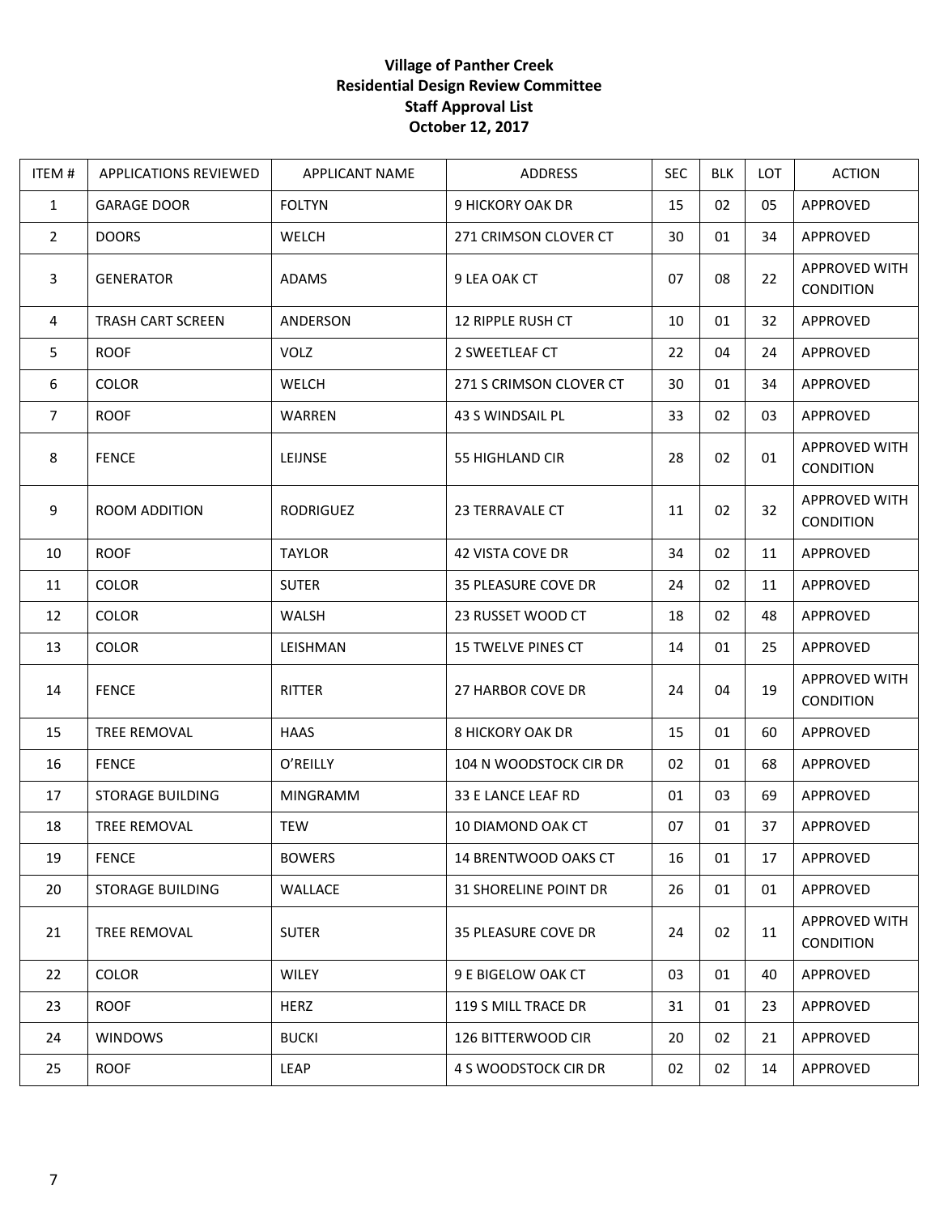**Village of Panther Creek**
**Residential Design Review Committee**
**Staff Approval List**
**October 12, 2017**

| ITEM # | APPLICATIONS REVIEWED | APPLICANT NAME | ADDRESS | SEC | BLK | LOT | ACTION |
|---|---|---|---|---|---|---|---|
| 1 | GARAGE DOOR | FOLTYN | 9 HICKORY OAK DR | 15 | 02 | 05 | APPROVED |
| 2 | DOORS | WELCH | 271 CRIMSON CLOVER CT | 30 | 01 | 34 | APPROVED |
| 3 | GENERATOR | ADAMS | 9 LEA OAK CT | 07 | 08 | 22 | APPROVED WITH CONDITION |
| 4 | TRASH CART SCREEN | ANDERSON | 12 RIPPLE RUSH CT | 10 | 01 | 32 | APPROVED |
| 5 | ROOF | VOLZ | 2 SWEETLEAF CT | 22 | 04 | 24 | APPROVED |
| 6 | COLOR | WELCH | 271 S CRIMSON CLOVER CT | 30 | 01 | 34 | APPROVED |
| 7 | ROOF | WARREN | 43 S WINDSAIL PL | 33 | 02 | 03 | APPROVED |
| 8 | FENCE | LEIJNSE | 55 HIGHLAND CIR | 28 | 02 | 01 | APPROVED WITH CONDITION |
| 9 | ROOM ADDITION | RODRIGUEZ | 23 TERRAVALE CT | 11 | 02 | 32 | APPROVED WITH CONDITION |
| 10 | ROOF | TAYLOR | 42 VISTA COVE DR | 34 | 02 | 11 | APPROVED |
| 11 | COLOR | SUTER | 35 PLEASURE COVE DR | 24 | 02 | 11 | APPROVED |
| 12 | COLOR | WALSH | 23 RUSSET WOOD CT | 18 | 02 | 48 | APPROVED |
| 13 | COLOR | LEISHMAN | 15 TWELVE PINES CT | 14 | 01 | 25 | APPROVED |
| 14 | FENCE | RITTER | 27 HARBOR COVE DR | 24 | 04 | 19 | APPROVED WITH CONDITION |
| 15 | TREE REMOVAL | HAAS | 8 HICKORY OAK DR | 15 | 01 | 60 | APPROVED |
| 16 | FENCE | O'REILLY | 104 N WOODSTOCK CIR DR | 02 | 01 | 68 | APPROVED |
| 17 | STORAGE BUILDING | MINGRAMM | 33 E LANCE LEAF RD | 01 | 03 | 69 | APPROVED |
| 18 | TREE REMOVAL | TEW | 10 DIAMOND OAK CT | 07 | 01 | 37 | APPROVED |
| 19 | FENCE | BOWERS | 14 BRENTWOOD OAKS CT | 16 | 01 | 17 | APPROVED |
| 20 | STORAGE BUILDING | WALLACE | 31 SHORELINE POINT DR | 26 | 01 | 01 | APPROVED |
| 21 | TREE REMOVAL | SUTER | 35 PLEASURE COVE DR | 24 | 02 | 11 | APPROVED WITH CONDITION |
| 22 | COLOR | WILEY | 9 E BIGELOW OAK CT | 03 | 01 | 40 | APPROVED |
| 23 | ROOF | HERZ | 119 S MILL TRACE DR | 31 | 01 | 23 | APPROVED |
| 24 | WINDOWS | BUCKI | 126 BITTERWOOD CIR | 20 | 02 | 21 | APPROVED |
| 25 | ROOF | LEAP | 4 S WOODSTOCK CIR DR | 02 | 02 | 14 | APPROVED |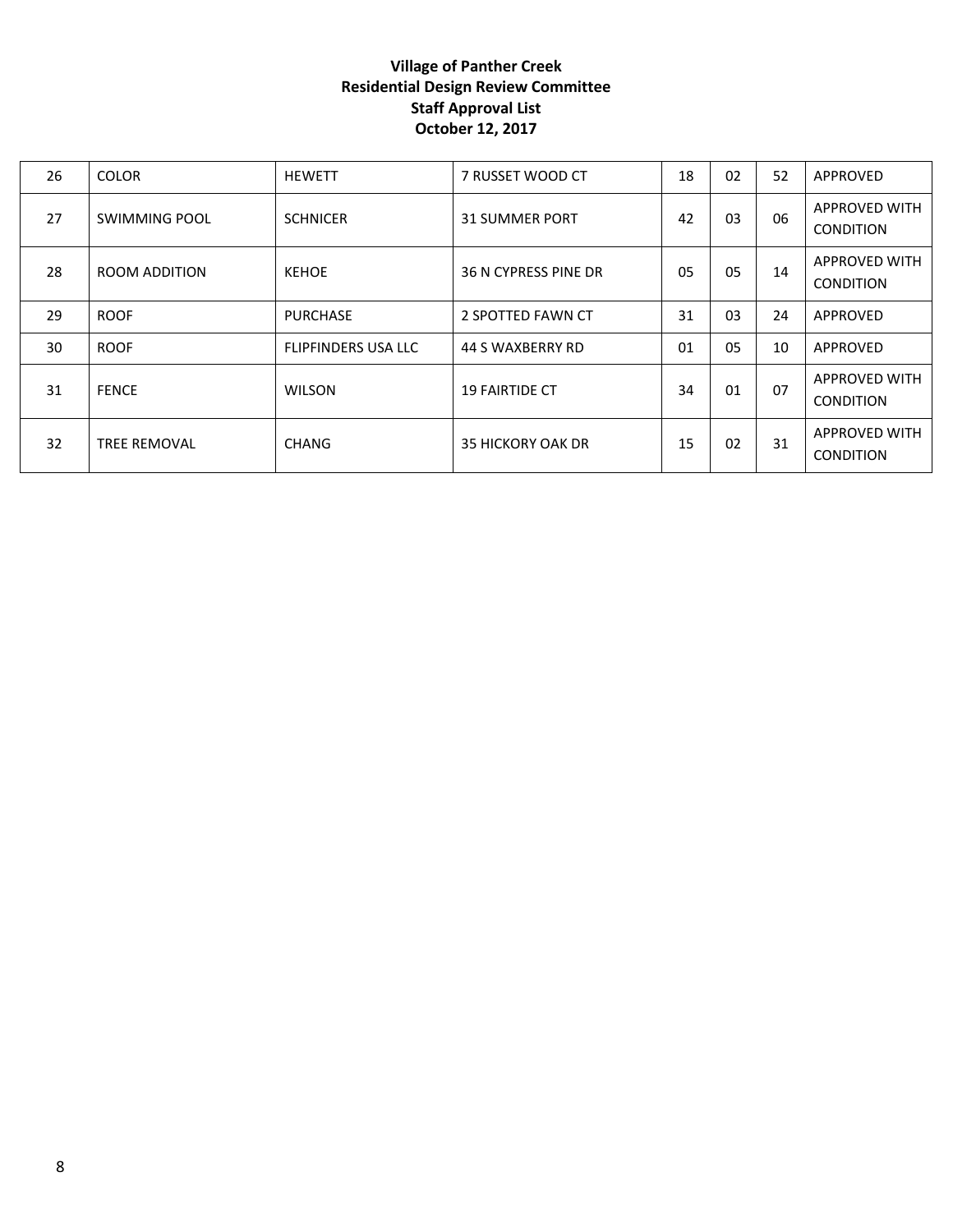**Village of Panther Creek**
**Residential Design Review Committee**
**Staff Approval List**
**October 12, 2017**

| | | | | | | | |
|---|---|---|---|---|---|---|---|
| 26 | COLOR | HEWETT | 7 RUSSET WOOD CT | 18 | 02 | 52 | APPROVED |
| 27 | SWIMMING POOL | SCHNICER | 31 SUMMER PORT | 42 | 03 | 06 | APPROVED WITH CONDITION |
| 28 | ROOM ADDITION | KEHOE | 36 N CYPRESS PINE DR | 05 | 05 | 14 | APPROVED WITH CONDITION |
| 29 | ROOF | PURCHASE | 2 SPOTTED FAWN CT | 31 | 03 | 24 | APPROVED |
| 30 | ROOF | FLIPFINDERS USA LLC | 44 S WAXBERRY RD | 01 | 05 | 10 | APPROVED |
| 31 | FENCE | WILSON | 19 FAIRTIDE CT | 34 | 01 | 07 | APPROVED WITH CONDITION |
| 32 | TREE REMOVAL | CHANG | 35 HICKORY OAK DR | 15 | 02 | 31 | APPROVED WITH CONDITION |